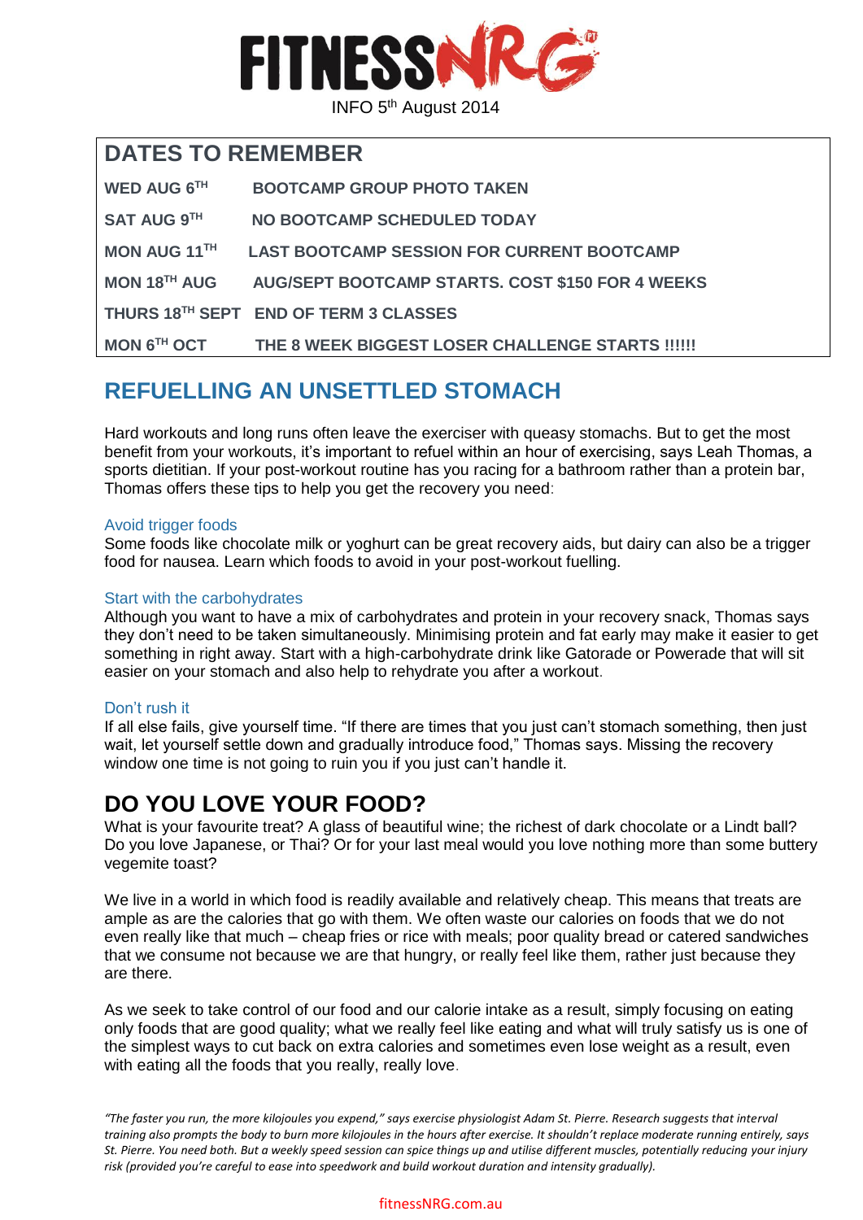# FITNESSNRG

INFO 5th August 2014

## DATES TO REMEMBER

| | |
|---|---|
| **WED AUG 6TH** | **BOOTCAMP GROUP PHOTO TAKEN** |
| **SAT AUG 9TH** | **NO BOOTCAMP SCHEDULED TODAY** |
| **MON AUG 11TH** | **LAST BOOTCAMP SESSION FOR CURRENT BOOTCAMP** |
| **MON 18TH AUG** | **AUG/SEPT BOOTCAMP STARTS. COST $150 FOR 4 WEEKS** |
| **THURS 18TH SEPT** | **END OF TERM 3 CLASSES** |
| **MON 6TH OCT** | **THE 8 WEEK BIGGEST LOSER CHALLENGE STARTS !!!!!!** |

## REFUELLING AN UNSETTLED STOMACH

Hard workouts and long runs often leave the exerciser with queasy stomachs. But to get the most benefit from your workouts, it's important to refuel within an hour of exercising, says Leah Thomas, a sports dietitian. If your post-workout routine has you racing for a bathroom rather than a protein bar, Thomas offers these tips to help you get the recovery you need:

### Avoid trigger foods

Some foods like chocolate milk or yoghurt can be great recovery aids, but dairy can also be a trigger food for nausea. Learn which foods to avoid in your post-workout fuelling.

### Start with the carbohydrates

Although you want to have a mix of carbohydrates and protein in your recovery snack, Thomas says they don't need to be taken simultaneously. Minimising protein and fat early may make it easier to get something in right away. Start with a high-carbohydrate drink like Gatorade or Powerade that will sit easier on your stomach and also help to rehydrate you after a workout.

### Don't rush it

If all else fails, give yourself time. "If there are times that you just can't stomach something, then just wait, let yourself settle down and gradually introduce food," Thomas says. Missing the recovery window one time is not going to ruin you if you just can't handle it.

## DO YOU LOVE YOUR FOOD?

What is your favourite treat? A glass of beautiful wine; the richest of dark chocolate or a Lindt ball? Do you love Japanese, or Thai? Or for your last meal would you love nothing more than some buttery vegemite toast?

We live in a world in which food is readily available and relatively cheap. This means that treats are ample as are the calories that go with them. We often waste our calories on foods that we do not even really like that much – cheap fries or rice with meals; poor quality bread or catered sandwiches that we consume not because we are that hungry, or really feel like them, rather just because they are there.

As we seek to take control of our food and our calorie intake as a result, simply focusing on eating only foods that are good quality; what we really feel like eating and what will truly satisfy us is one of the simplest ways to cut back on extra calories and sometimes even lose weight as a result, even with eating all the foods that you really, really love.

*"The faster you run, the more kilojoules you expend," says exercise physiologist Adam St. Pierre. Research suggests that interval training also prompts the body to burn more kilojoules in the hours after exercise. It shouldn't replace moderate running entirely, says St. Pierre. You need both. But a weekly speed session can spice things up and utilise different muscles, potentially reducing your injury risk (provided you're careful to ease into speedwork and build workout duration and intensity gradually).*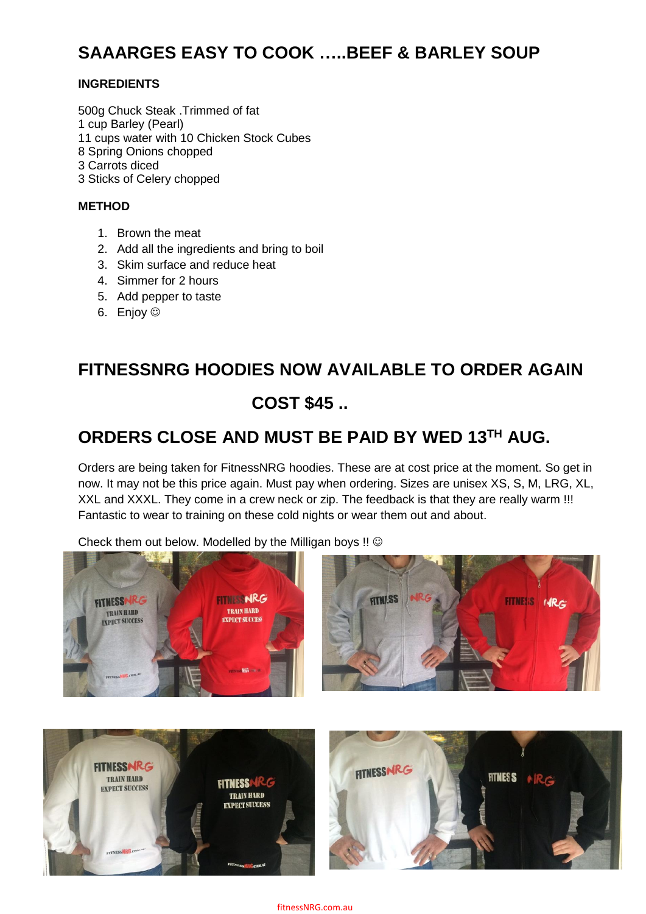# SAAARGES EASY TO COOK …..BEEF & BARLEY SOUP

**INGREDIENTS**

500g Chuck Steak .Trimmed of fat
1 cup Barley (Pearl)
11 cups water with 10 Chicken Stock Cubes
8 Spring Onions chopped
3 Carrots diced
3 Sticks of Celery chopped

**METHOD**

1. Brown the meat
2. Add all the ingredients and bring to boil
3. Skim surface and reduce heat
4. Simmer for 2 hours
5. Add pepper to taste
6. Enjoy ☺

# FITNESSNRG HOODIES NOW AVAILABLE TO ORDER AGAIN

## COST $45 ..

## ORDERS CLOSE AND MUST BE PAID BY WED 13TH AUG.

Orders are being taken for FitnessNRG hoodies. These are at cost price at the moment. So get in now. It may not be this price again. Must pay when ordering. Sizes are unisex XS, S, M, LRG, XL, XXL and XXXL. They come in a crew neck or zip. The feedback is that they are really warm !!! Fantastic to wear to training on these cold nights or wear them out and about.

Check them out below. Modelled by the Milligan boys !! ☺

fitnessNRG.com.au